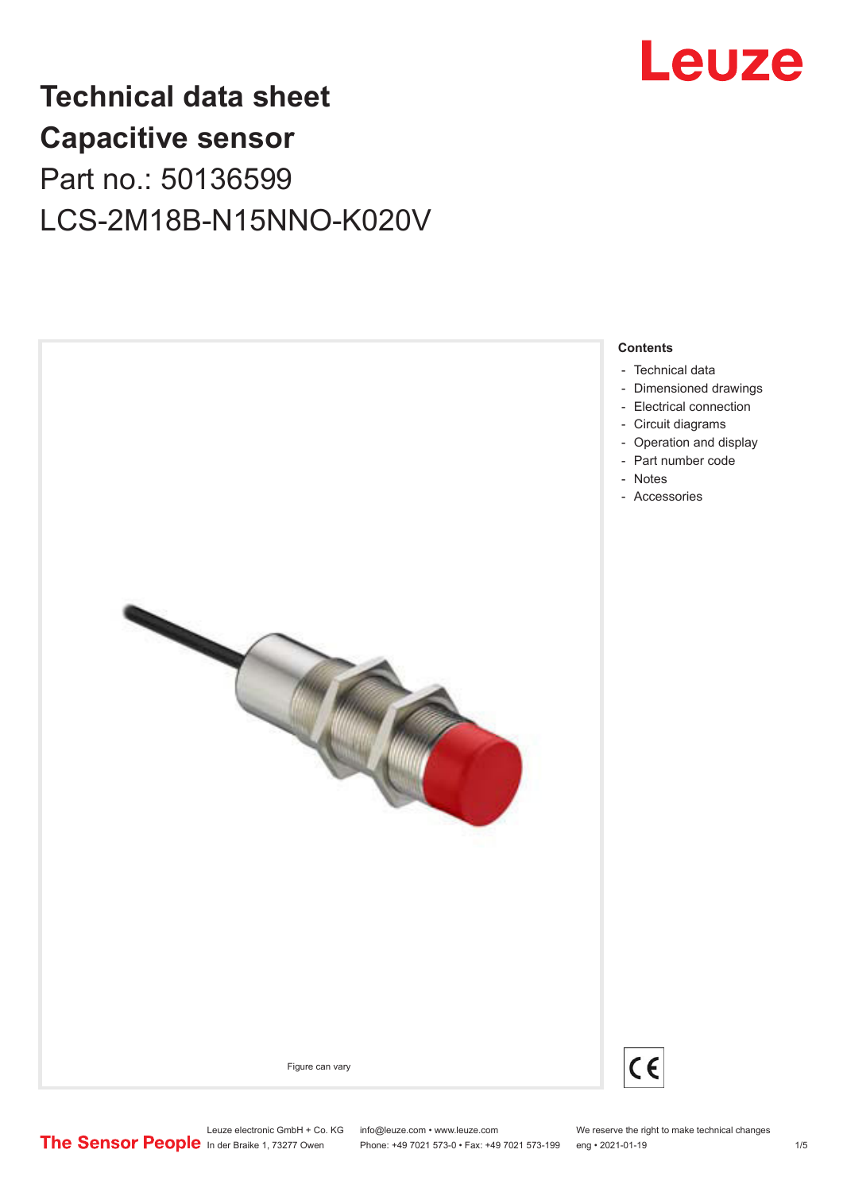# Technical data sheet
# Capacitive sensor
## Part no.: 50136599
## LCS-2M18B-N15NNO-K020V

Figure can vary

**Contents**

- Technical data
- Dimensioned drawings
- Electrical connection
- Circuit diagrams
- Operation and display
- Part number code
- Notes
- Accessories

Leuze electronic GmbH + Co. KG
In der Braike 1, 73277 Owen

info@leuze.com • www.leuze.com
Phone: +49 7021 573-0 • Fax: +49 7021 573-199

We reserve the right to make technical changes
eng • 2021-01-19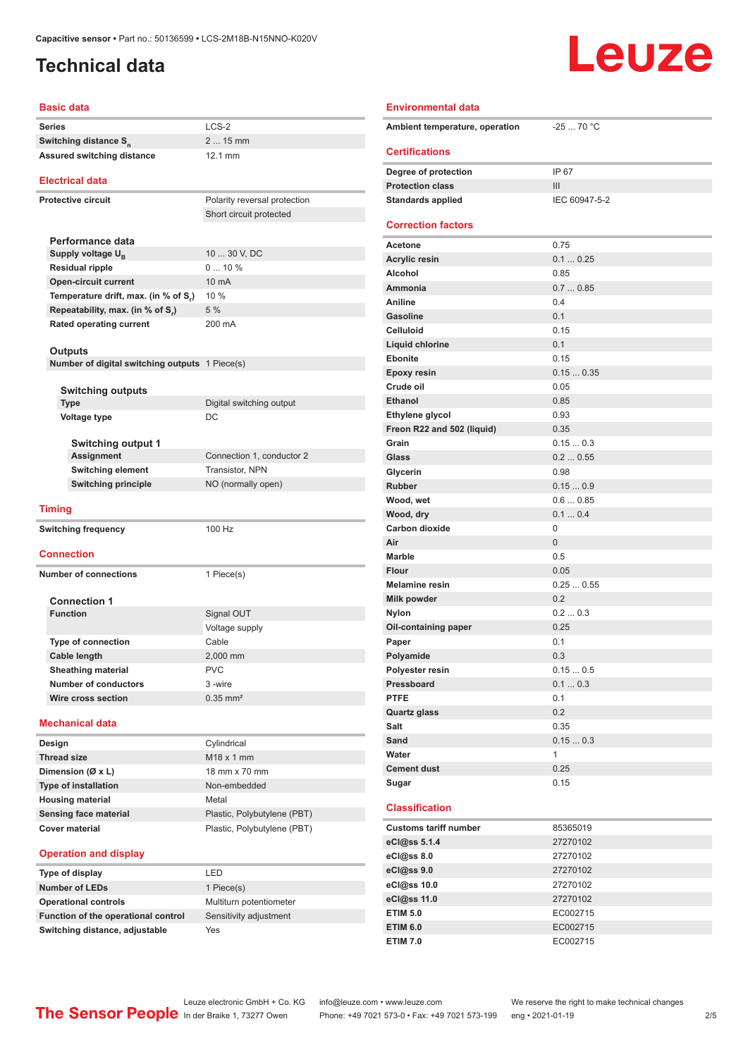Capacitive sensor • Part no.: 50136599 • LCS-2M18B-N15NNO-K020V

# Technical data

## Basic data

| | |
|---|---|
| Series | LCS-2 |
| Switching distance $S_n$ | 2 ... 15 mm |
| Assured switching distance | 12.1 mm |

## Electrical data

| | |
|---|---|
| Protective circuit | Polarity reversal protection |
| | Short circuit protected |

### Performance data

| | |
|---|---|
| Supply voltage $U_B$ | 10 ... 30 V, DC |
| Residual ripple | 0 ... 10 % |
| Open-circuit current | 10 mA |
| Temperature drift, max. (in % of $S_r$) | 10 % |
| Repeatability, max. (in % of $S_r$) | 5 % |
| Rated operating current | 200 mA |

### Outputs

| | |
|---|---|
| Number of digital switching outputs | 1 Piece(s) |

#### Switching outputs

| | |
|---|---|
| Type | Digital switching output |
| Voltage type | DC |

##### Switching output 1

| | |
|---|---|
| Assignment | Connection 1, conductor 2 |
| Switching element | Transistor, NPN |
| Switching principle | NO (normally open) |

## Timing

| | |
|---|---|
| Switching frequency | 100 Hz |

## Connection

| | |
|---|---|
| Number of connections | 1 Piece(s) |

### Connection 1

| | |
|---|---|
| Function | Signal OUT |
| | Voltage supply |
| Type of connection | Cable |
| Cable length | 2,000 mm |
| Sheathing material | PVC |
| Number of conductors | 3 -wire |
| Wire cross section | 0.35 mm² |

## Mechanical data

| | |
|---|---|
| Design | Cylindrical |
| Thread size | M18 x 1 mm |
| Dimension (Ø x L) | 18 mm x 70 mm |
| Type of installation | Non-embedded |
| Housing material | Metal |
| Sensing face material | Plastic, Polybutylene (PBT) |
| Cover material | Plastic, Polybutylene (PBT) |

## Operation and display

| | |
|---|---|
| Type of display | LED |
| Number of LEDs | 1 Piece(s) |
| Operational controls | Multiturn potentiometer |
| Function of the operational control | Sensitivity adjustment |
| Switching distance, adjustable | Yes |

## Environmental data

| | |
|---|---|
| Ambient temperature, operation | -25 ... 70 °C |

## Certifications

| | |
|---|---|
| Degree of protection | IP 67 |
| Protection class | III |
| Standards applied | IEC 60947-5-2 |

## Correction factors

| | |
|---|---|
| Acetone | 0.75 |
| Acrylic resin | 0.1 ... 0.25 |
| Alcohol | 0.85 |
| Ammonia | 0.7 ... 0.85 |
| Aniline | 0.4 |
| Gasoline | 0.1 |
| Celluloid | 0.15 |
| Liquid chlorine | 0.1 |
| Ebonite | 0.15 |
| Epoxy resin | 0.15 ... 0.35 |
| Crude oil | 0.05 |
| Ethanol | 0.85 |
| Ethylene glycol | 0.93 |
| Freon R22 and 502 (liquid) | 0.35 |
| Grain | 0.15 ... 0.3 |
| Glass | 0.2 ... 0.55 |
| Glycerin | 0.98 |
| Rubber | 0.15 ... 0.9 |
| Wood, wet | 0.6 ... 0.85 |
| Wood, dry | 0.1 ... 0.4 |
| Carbon dioxide | 0 |
| Air | 0 |
| Marble | 0.5 |
| Flour | 0.05 |
| Melamine resin | 0.25 ... 0.55 |
| Milk powder | 0.2 |
| Nylon | 0.2 ... 0.3 |
| Oil-containing paper | 0.25 |
| Paper | 0.1 |
| Polyamide | 0.3 |
| Polyester resin | 0.15 ... 0.5 |
| Pressboard | 0.1 ... 0.3 |
| PTFE | 0.1 |
| Quartz glass | 0.2 |
| Salt | 0.35 |
| Sand | 0.15 ... 0.3 |
| Water | 1 |
| Cement dust | 0.25 |
| Sugar | 0.15 |

## Classification

| | |
|---|---|
| Customs tariff number | 85365019 |
| eCl@ss 5.1.4 | 27270102 |
| eCl@ss 8.0 | 27270102 |
| eCl@ss 9.0 | 27270102 |
| eCl@ss 10.0 | 27270102 |
| eCl@ss 11.0 | 27270102 |
| ETIM 5.0 | EC002715 |
| ETIM 6.0 | EC002715 |
| ETIM 7.0 | EC002715 |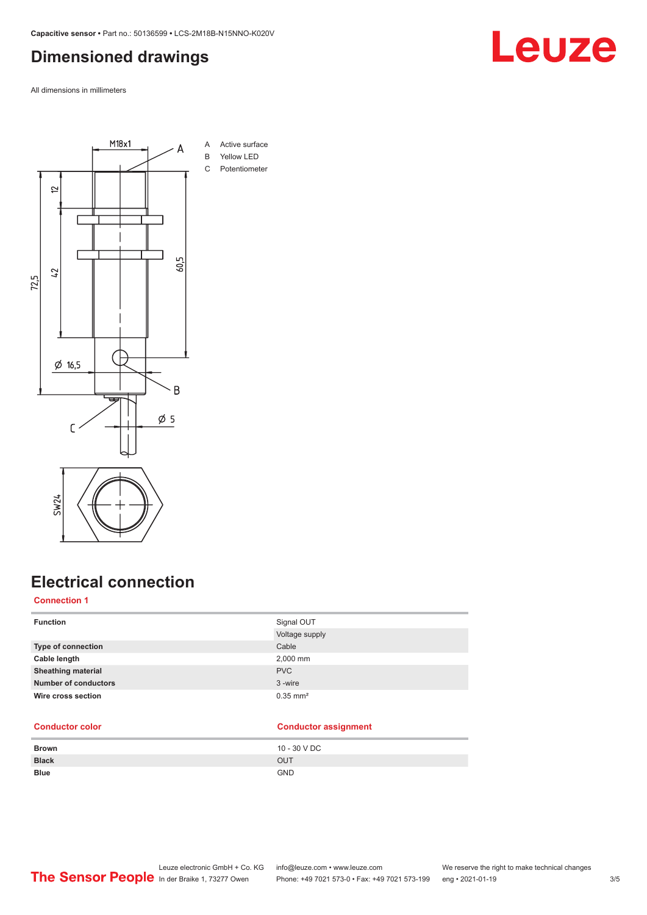## Dimensioned drawings

All dimensions in millimeters

A Active surface
B Yellow LED
C Potentiometer

## Electrical connection

### Connection 1

| Function | Signal OUT |
|---|---|
| | Voltage supply |
| Type of connection | Cable |
| Cable length | 2,000 mm |
| Sheathing material | PVC |
| Number of conductors | 3 -wire |
| Wire cross section | 0.35 mm² |

| Conductor color | Conductor assignment |
|---|---|
| Brown | 10 - 30 V DC |
| Black | OUT |
| Blue | GND |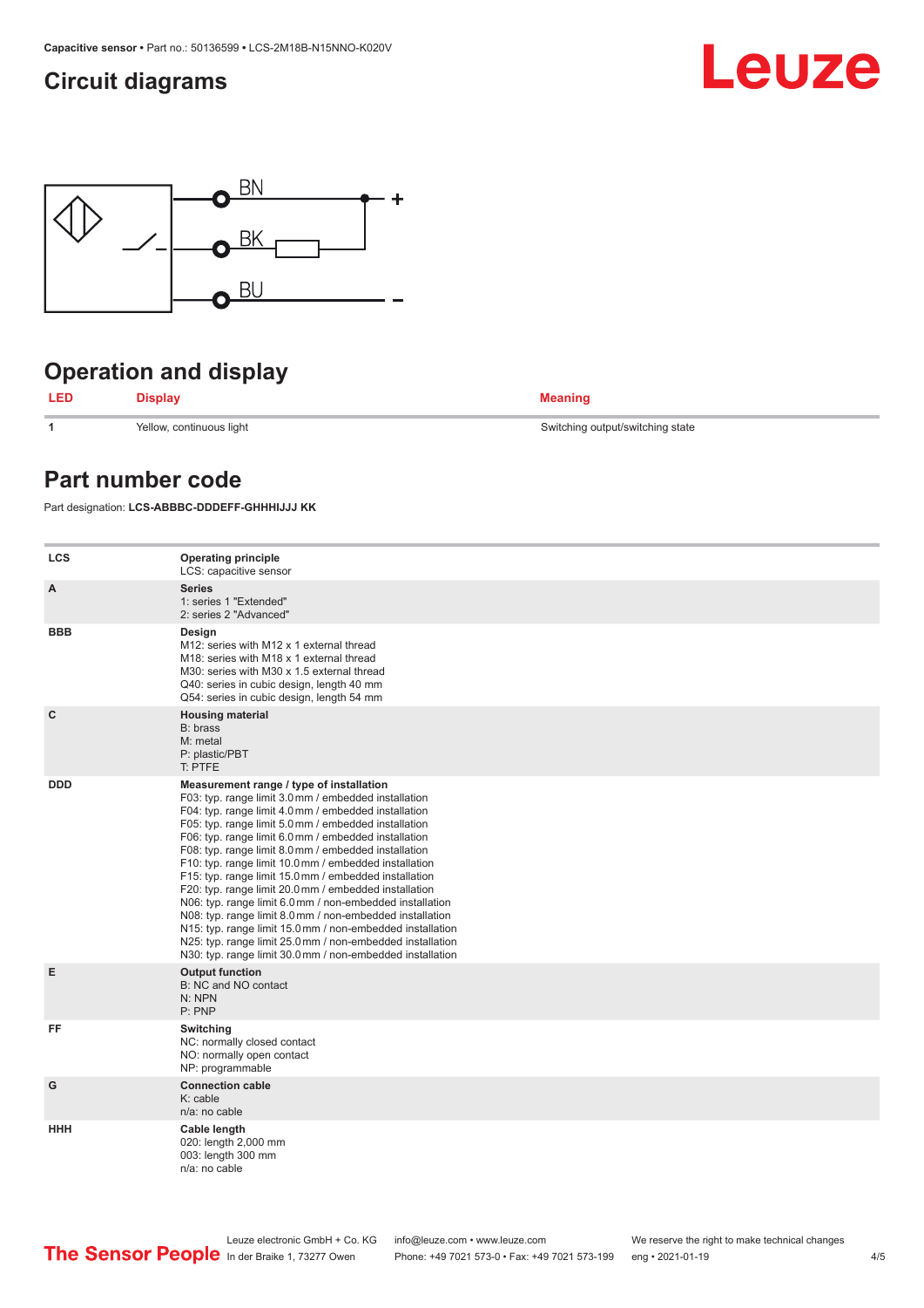## Circuit diagrams

## Operation and display

| LED | Display | Meaning |
|---|---|---|
| 1 | Yellow, continuous light | Switching output/switching state |

## Part number code

Part designation: **LCS-ABBBC-DDDEFF-GHHHIJJJ KK**

| | |
|---|---|
| LCS | **Operating principle**<br>LCS: capacitive sensor |
| A | **Series**<br>1: series 1 "Extended"<br>2: series 2 "Advanced" |
| BBB | **Design**<br>M12: series with M12 x 1 external thread<br>M18: series with M18 x 1 external thread<br>M30: series with M30 x 1.5 external thread<br>Q40: series in cubic design, length 40 mm<br>Q54: series in cubic design, length 54 mm |
| C | **Housing material**<br>B: brass<br>M: metal<br>P: plastic/PBT<br>T: PTFE |
| DDD | **Measurement range / type of installation**<br>F03: typ. range limit 3.0 mm / embedded installation<br>F04: typ. range limit 4.0 mm / embedded installation<br>F05: typ. range limit 5.0 mm / embedded installation<br>F06: typ. range limit 6.0 mm / embedded installation<br>F08: typ. range limit 8.0 mm / embedded installation<br>F10: typ. range limit 10.0 mm / embedded installation<br>F15: typ. range limit 15.0 mm / embedded installation<br>F20: typ. range limit 20.0 mm / embedded installation<br>N06: typ. range limit 6.0 mm / non-embedded installation<br>N08: typ. range limit 8.0 mm / non-embedded installation<br>N15: typ. range limit 15.0 mm / non-embedded installation<br>N25: typ. range limit 25.0 mm / non-embedded installation<br>N30: typ. range limit 30.0 mm / non-embedded installation |
| E | **Output function**<br>B: NC and NO contact<br>N: NPN<br>P: PNP |
| FF | **Switching**<br>NC: normally closed contact<br>NO: normally open contact<br>NP: programmable |
| G | **Connection cable**<br>K: cable<br>n/a: no cable |
| HHH | **Cable length**<br>020: length 2,000 mm<br>003: length 300 mm<br>n/a: no cable |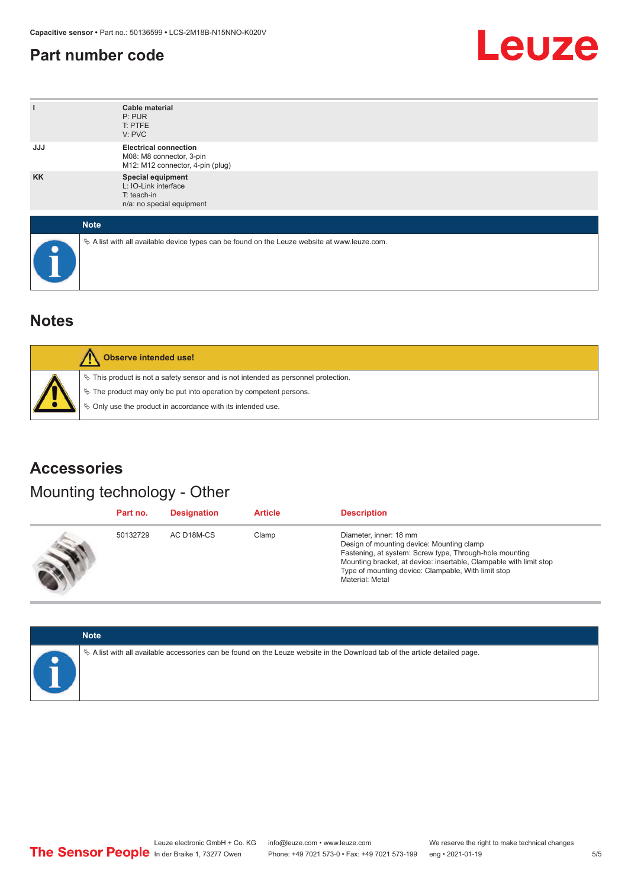## Part number code

| | |
|---|---|
| **I** | **Cable material**<br>P: PUR<br>T: PTFE<br>V: PVC |
| **JJJ** | **Electrical connection**<br>M08: M8 connector, 3-pin<br>M12: M12 connector, 4-pin (plug) |
| **KK** | **Special equipment**<br>L: IO-Link interface<br>T: teach-in<br>n/a: no special equipment |

**Note**

- A list with all available device types can be found on the Leuze website at www.leuze.com.

## Notes

**Observe intended use!**

- This product is not a safety sensor and is not intended as personnel protection.
- The product may only be put into operation by competent persons.
- Only use the product in accordance with its intended use.

## Accessories

### Mounting technology - Other

| | Part no. | Designation | Article | Description |
|---|---|---|---|---|
| | 50132729 | AC D18M-CS | Clamp | Diameter, inner: 18 mm<br>Design of mounting device: Mounting clamp<br>Fastening, at system: Screw type, Through-hole mounting<br>Mounting bracket, at device: insertable, Clampable with limit stop<br>Type of mounting device: Clampable, With limit stop<br>Material: Metal |

**Note**

- A list with all available accessories can be found on the Leuze website in the Download tab of the article detailed page.